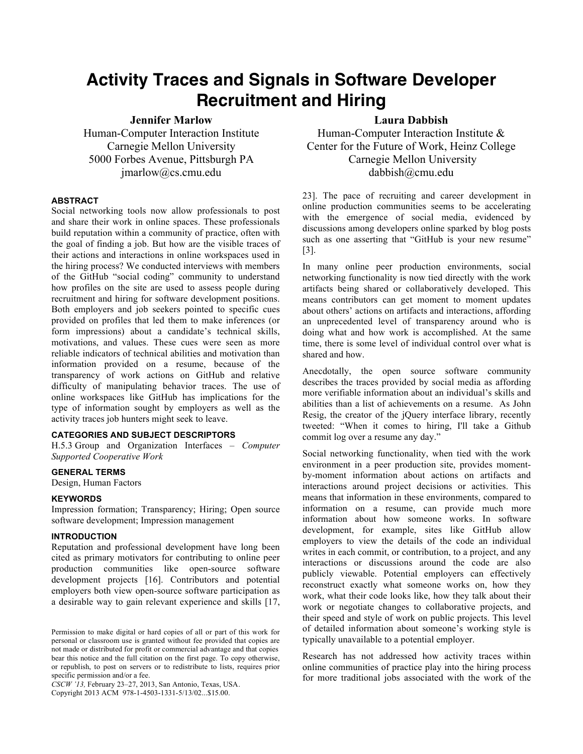# Activity Traces and Signals in Software Developer Recruitment and Hiring

**Jennifer Marlow**
Human-Computer Interaction Institute
Carnegie Mellon University
5000 Forbes Avenue, Pittsburgh PA
jmarlow@cs.cmu.edu

**Laura Dabbish**
Human-Computer Interaction Institute &
Center for the Future of Work, Heinz College
Carnegie Mellon University
dabbish@cmu.edu

## ABSTRACT

Social networking tools now allow professionals to post and share their work in online spaces. These professionals build reputation within a community of practice, often with the goal of finding a job. But how are the visible traces of their actions and interactions in online workspaces used in the hiring process? We conducted interviews with members of the GitHub "social coding" community to understand how profiles on the site are used to assess people during recruitment and hiring for software development positions. Both employers and job seekers pointed to specific cues provided on profiles that led them to make inferences (or form impressions) about a candidate's technical skills, motivations, and values. These cues were seen as more reliable indicators of technical abilities and motivation than information provided on a resume, because of the transparency of work actions on GitHub and relative difficulty of manipulating behavior traces. The use of online workspaces like GitHub has implications for the type of information sought by employers as well as the activity traces job hunters might seek to leave.

## CATEGORIES AND SUBJECT DESCRIPTORS

H.5.3 Group and Organization Interfaces – *Computer Supported Cooperative Work*

## GENERAL TERMS

Design, Human Factors

## KEYWORDS

Impression formation; Transparency; Hiring; Open source software development; Impression management

## INTRODUCTION

Reputation and professional development have long been cited as primary motivators for contributing to online peer production communities like open-source software development projects [16]. Contributors and potential employers both view open-source software participation as a desirable way to gain relevant experience and skills [17, 23]. The pace of recruiting and career development in online production communities seems to be accelerating with the emergence of social media, evidenced by discussions among developers online sparked by blog posts such as one asserting that "GitHub is your new resume" [3].

In many online peer production environments, social networking functionality is now tied directly with the work artifacts being shared or collaboratively developed. This means contributors can get moment to moment updates about others' actions on artifacts and interactions, affording an unprecedented level of transparency around who is doing what and how work is accomplished. At the same time, there is some level of individual control over what is shared and how.

Anecdotally, the open source software community describes the traces provided by social media as affording more verifiable information about an individual's skills and abilities than a list of achievements on a resume. As John Resig, the creator of the jQuery interface library, recently tweeted: "When it comes to hiring, I'll take a Github commit log over a resume any day."

Social networking functionality, when tied with the work environment in a peer production site, provides moment-by-moment information about actions on artifacts and interactions around project decisions or activities. This means that information in these environments, compared to information on a resume, can provide much more information about how someone works. In software development, for example, sites like GitHub allow employers to view the details of the code an individual writes in each commit, or contribution, to a project, and any interactions or discussions around the code are also publicly viewable. Potential employers can effectively reconstruct exactly what someone works on, how they work, what their code looks like, how they talk about their work or negotiate changes to collaborative projects, and their speed and style of work on public projects. This level of detailed information about someone's working style is typically unavailable to a potential employer.

Research has not addressed how activity traces within online communities of practice play into the hiring process for more traditional jobs associated with the work of the

Permission to make digital or hard copies of all or part of this work for personal or classroom use is granted without fee provided that copies are not made or distributed for profit or commercial advantage and that copies bear this notice and the full citation on the first page. To copy otherwise, or republish, to post on servers or to redistribute to lists, requires prior specific permission and/or a fee.
*CSCW '13,* February 23–27, 2013, San Antonio, Texas, USA.
Copyright 2013 ACM 978-1-4503-1331-5/13/02...$15.00.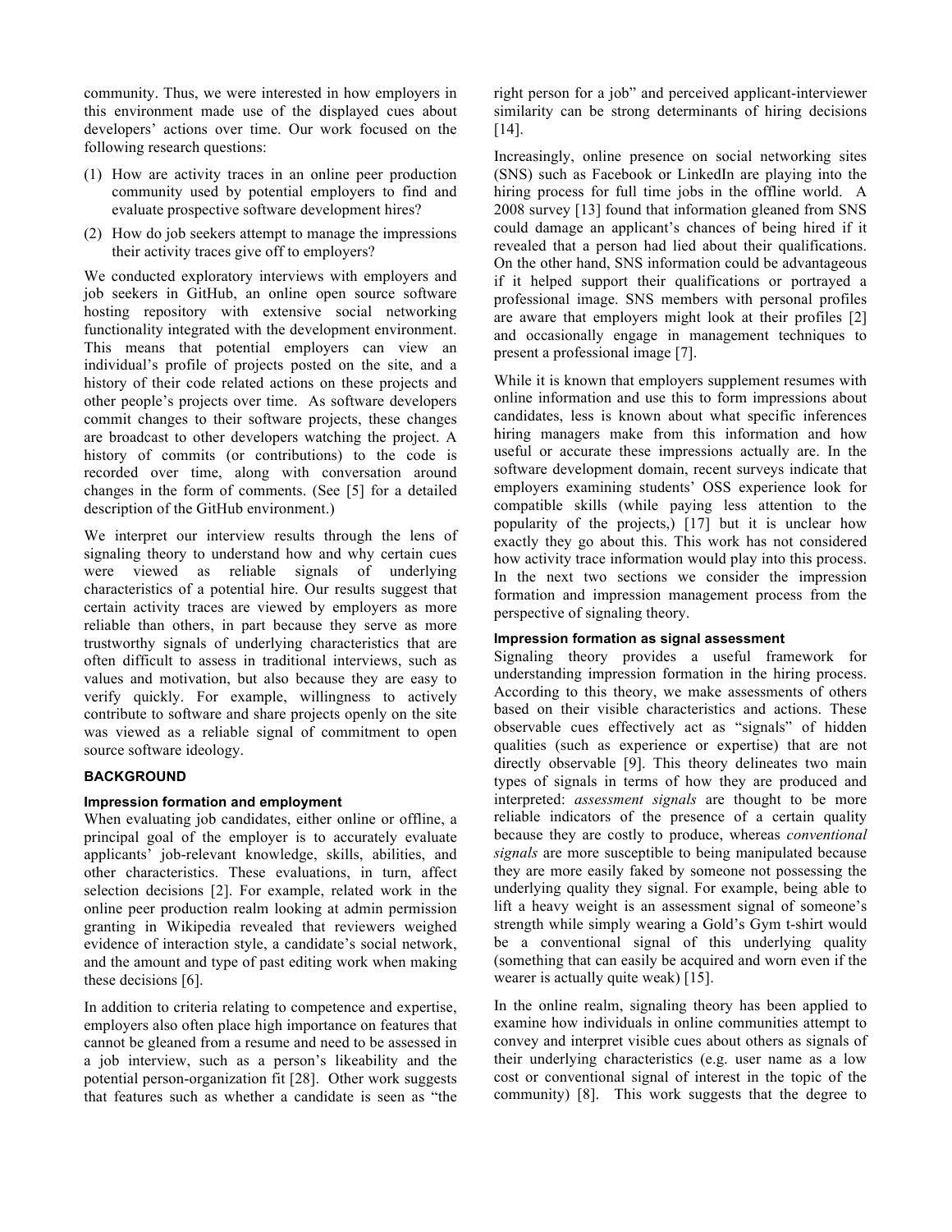community. Thus, we were interested in how employers in this environment made use of the displayed cues about developers' actions over time. Our work focused on the following research questions:

(1) How are activity traces in an online peer production community used by potential employers to find and evaluate prospective software development hires?

(2) How do job seekers attempt to manage the impressions their activity traces give off to employers?

We conducted exploratory interviews with employers and job seekers in GitHub, an online open source software hosting repository with extensive social networking functionality integrated with the development environment. This means that potential employers can view an individual's profile of projects posted on the site, and a history of their code related actions on these projects and other people's projects over time. As software developers commit changes to their software projects, these changes are broadcast to other developers watching the project. A history of commits (or contributions) to the code is recorded over time, along with conversation around changes in the form of comments. (See [5] for a detailed description of the GitHub environment.)

We interpret our interview results through the lens of signaling theory to understand how and why certain cues were viewed as reliable signals of underlying characteristics of a potential hire. Our results suggest that certain activity traces are viewed by employers as more reliable than others, in part because they serve as more trustworthy signals of underlying characteristics that are often difficult to assess in traditional interviews, such as values and motivation, but also because they are easy to verify quickly. For example, willingness to actively contribute to software and share projects openly on the site was viewed as a reliable signal of commitment to open source software ideology.

## BACKGROUND

### Impression formation and employment

When evaluating job candidates, either online or offline, a principal goal of the employer is to accurately evaluate applicants' job-relevant knowledge, skills, abilities, and other characteristics. These evaluations, in turn, affect selection decisions [2]. For example, related work in the online peer production realm looking at admin permission granting in Wikipedia revealed that reviewers weighed evidence of interaction style, a candidate's social network, and the amount and type of past editing work when making these decisions [6].

In addition to criteria relating to competence and expertise, employers also often place high importance on features that cannot be gleaned from a resume and need to be assessed in a job interview, such as a person's likeability and the potential person-organization fit [28]. Other work suggests that features such as whether a candidate is seen as "the right person for a job" and perceived applicant-interviewer similarity can be strong determinants of hiring decisions [14].

Increasingly, online presence on social networking sites (SNS) such as Facebook or LinkedIn are playing into the hiring process for full time jobs in the offline world. A 2008 survey [13] found that information gleaned from SNS could damage an applicant's chances of being hired if it revealed that a person had lied about their qualifications. On the other hand, SNS information could be advantageous if it helped support their qualifications or portrayed a professional image. SNS members with personal profiles are aware that employers might look at their profiles [2] and occasionally engage in management techniques to present a professional image [7].

While it is known that employers supplement resumes with online information and use this to form impressions about candidates, less is known about what specific inferences hiring managers make from this information and how useful or accurate these impressions actually are. In the software development domain, recent surveys indicate that employers examining students' OSS experience look for compatible skills (while paying less attention to the popularity of the projects,) [17] but it is unclear how exactly they go about this. This work has not considered how activity trace information would play into this process. In the next two sections we consider the impression formation and impression management process from the perspective of signaling theory.

### Impression formation as signal assessment

Signaling theory provides a useful framework for understanding impression formation in the hiring process. According to this theory, we make assessments of others based on their visible characteristics and actions. These observable cues effectively act as "signals" of hidden qualities (such as experience or expertise) that are not directly observable [9]. This theory delineates two main types of signals in terms of how they are produced and interpreted: *assessment signals* are thought to be more reliable indicators of the presence of a certain quality because they are costly to produce, whereas *conventional signals* are more susceptible to being manipulated because they are more easily faked by someone not possessing the underlying quality they signal. For example, being able to lift a heavy weight is an assessment signal of someone's strength while simply wearing a Gold's Gym t-shirt would be a conventional signal of this underlying quality (something that can easily be acquired and worn even if the wearer is actually quite weak) [15].

In the online realm, signaling theory has been applied to examine how individuals in online communities attempt to convey and interpret visible cues about others as signals of their underlying characteristics (e.g. user name as a low cost or conventional signal of interest in the topic of the community) [8]. This work suggests that the degree to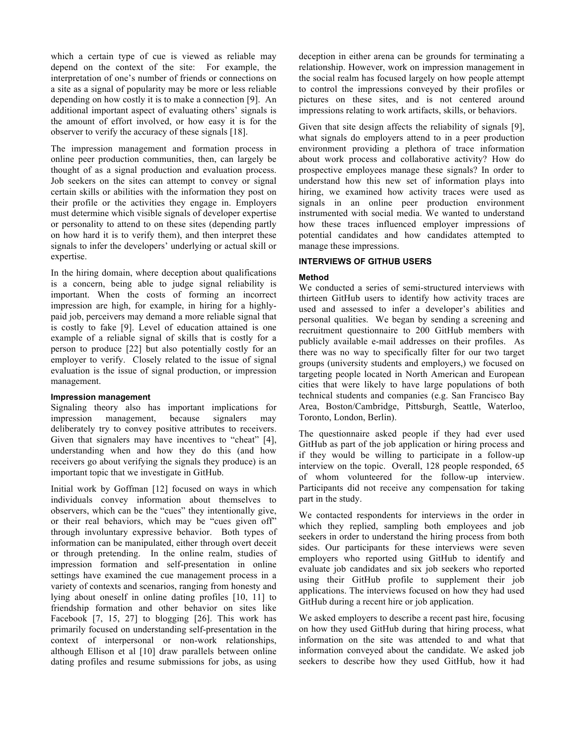which a certain type of cue is viewed as reliable may depend on the context of the site: For example, the interpretation of one's number of friends or connections on a site as a signal of popularity may be more or less reliable depending on how costly it is to make a connection [9]. An additional important aspect of evaluating others' signals is the amount of effort involved, or how easy it is for the observer to verify the accuracy of these signals [18].

The impression management and formation process in online peer production communities, then, can largely be thought of as a signal production and evaluation process. Job seekers on the sites can attempt to convey or signal certain skills or abilities with the information they post on their profile or the activities they engage in. Employers must determine which visible signals of developer expertise or personality to attend to on these sites (depending partly on how hard it is to verify them), and then interpret these signals to infer the developers' underlying or actual skill or expertise.

In the hiring domain, where deception about qualifications is a concern, being able to judge signal reliability is important. When the costs of forming an incorrect impression are high, for example, in hiring for a highly-paid job, perceivers may demand a more reliable signal that is costly to fake [9]. Level of education attained is one example of a reliable signal of skills that is costly for a person to produce [22] but also potentially costly for an employer to verify. Closely related to the issue of signal evaluation is the issue of signal production, or impression management.

#### Impression management

Signaling theory also has important implications for impression management, because signalers may deliberately try to convey positive attributes to receivers. Given that signalers may have incentives to "cheat" [4], understanding when and how they do this (and how receivers go about verifying the signals they produce) is an important topic that we investigate in GitHub.

Initial work by Goffman [12] focused on ways in which individuals convey information about themselves to observers, which can be the "cues" they intentionally give, or their real behaviors, which may be "cues given off" through involuntary expressive behavior. Both types of information can be manipulated, either through overt deceit or through pretending. In the online realm, studies of impression formation and self-presentation in online settings have examined the cue management process in a variety of contexts and scenarios, ranging from honesty and lying about oneself in online dating profiles [10, 11] to friendship formation and other behavior on sites like Facebook [7, 15, 27] to blogging [26]. This work has primarily focused on understanding self-presentation in the context of interpersonal or non-work relationships, although Ellison et al [10] draw parallels between online dating profiles and resume submissions for jobs, as using deception in either arena can be grounds for terminating a relationship. However, work on impression management in the social realm has focused largely on how people attempt to control the impressions conveyed by their profiles or pictures on these sites, and is not centered around impressions relating to work artifacts, skills, or behaviors.

Given that site design affects the reliability of signals [9], what signals do employers attend to in a peer production environment providing a plethora of trace information about work process and collaborative activity? How do prospective employees manage these signals? In order to understand how this new set of information plays into hiring, we examined how activity traces were used as signals in an online peer production environment instrumented with social media. We wanted to understand how these traces influenced employer impressions of potential candidates and how candidates attempted to manage these impressions.

### INTERVIEWS OF GITHUB USERS

#### Method

We conducted a series of semi-structured interviews with thirteen GitHub users to identify how activity traces are used and assessed to infer a developer's abilities and personal qualities. We began by sending a screening and recruitment questionnaire to 200 GitHub members with publicly available e-mail addresses on their profiles. As there was no way to specifically filter for our two target groups (university students and employers,) we focused on targeting people located in North American and European cities that were likely to have large populations of both technical students and companies (e.g. San Francisco Bay Area, Boston/Cambridge, Pittsburgh, Seattle, Waterloo, Toronto, London, Berlin).

The questionnaire asked people if they had ever used GitHub as part of the job application or hiring process and if they would be willing to participate in a follow-up interview on the topic. Overall, 128 people responded, 65 of whom volunteered for the follow-up interview. Participants did not receive any compensation for taking part in the study.

We contacted respondents for interviews in the order in which they replied, sampling both employees and job seekers in order to understand the hiring process from both sides. Our participants for these interviews were seven employers who reported using GitHub to identify and evaluate job candidates and six job seekers who reported using their GitHub profile to supplement their job applications. The interviews focused on how they had used GitHub during a recent hire or job application.

We asked employers to describe a recent past hire, focusing on how they used GitHub during that hiring process, what information on the site was attended to and what that information conveyed about the candidate. We asked job seekers to describe how they used GitHub, how it had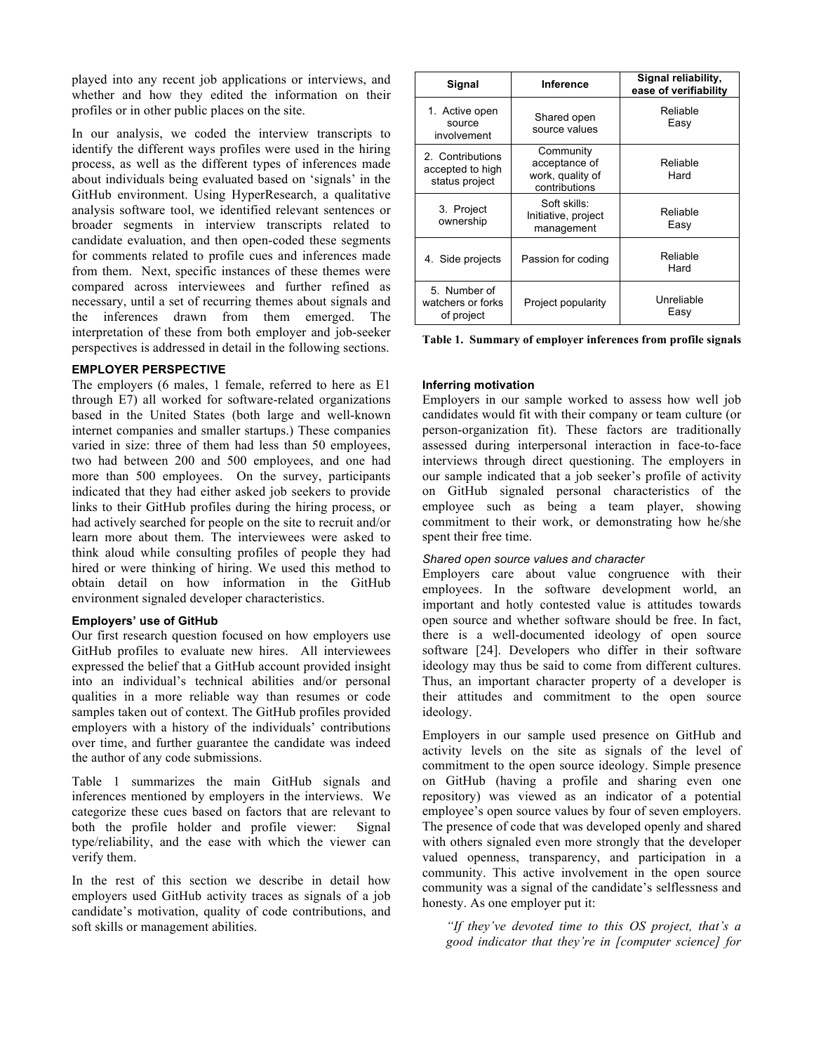played into any recent job applications or interviews, and whether and how they edited the information on their profiles or in other public places on the site.

In our analysis, we coded the interview transcripts to identify the different ways profiles were used in the hiring process, as well as the different types of inferences made about individuals being evaluated based on 'signals' in the GitHub environment. Using HyperResearch, a qualitative analysis software tool, we identified relevant sentences or broader segments in interview transcripts related to candidate evaluation, and then open-coded these segments for comments related to profile cues and inferences made from them. Next, specific instances of these themes were compared across interviewees and further refined as necessary, until a set of recurring themes about signals and the inferences drawn from them emerged. The interpretation of these from both employer and job-seeker perspectives is addressed in detail in the following sections.

## EMPLOYER PERSPECTIVE

The employers (6 males, 1 female, referred to here as E1 through E7) all worked for software-related organizations based in the United States (both large and well-known internet companies and smaller startups.) These companies varied in size: three of them had less than 50 employees, two had between 200 and 500 employees, and one had more than 500 employees. On the survey, participants indicated that they had either asked job seekers to provide links to their GitHub profiles during the hiring process, or had actively searched for people on the site to recruit and/or learn more about them. The interviewees were asked to think aloud while consulting profiles of people they had hired or were thinking of hiring. We used this method to obtain detail on how information in the GitHub environment signaled developer characteristics.

### Employers' use of GitHub

Our first research question focused on how employers use GitHub profiles to evaluate new hires. All interviewees expressed the belief that a GitHub account provided insight into an individual's technical abilities and/or personal qualities in a more reliable way than resumes or code samples taken out of context. The GitHub profiles provided employers with a history of the individuals' contributions over time, and further guarantee the candidate was indeed the author of any code submissions.

Table 1 summarizes the main GitHub signals and inferences mentioned by employers in the interviews. We categorize these cues based on factors that are relevant to both the profile holder and profile viewer: Signal type/reliability, and the ease with which the viewer can verify them.

In the rest of this section we describe in detail how employers used GitHub activity traces as signals of a job candidate's motivation, quality of code contributions, and soft skills or management abilities.

| Signal | Inference | Signal reliability, ease of verifiability |
|---|---|---|
| 1. Active open source involvement | Shared open source values | Reliable Easy |
| 2. Contributions accepted to high status project | Community acceptance of work, quality of contributions | Reliable Hard |
| 3. Project ownership | Soft skills: Initiative, project management | Reliable Easy |
| 4. Side projects | Passion for coding | Reliable Hard |
| 5. Number of watchers or forks of project | Project popularity | Unreliable Easy |

**Table 1. Summary of employer inferences from profile signals**

### Inferring motivation

Employers in our sample worked to assess how well job candidates would fit with their company or team culture (or person-organization fit). These factors are traditionally assessed during interpersonal interaction in face-to-face interviews through direct questioning. The employers in our sample indicated that a job seeker's profile of activity on GitHub signaled personal characteristics of the employee such as being a team player, showing commitment to their work, or demonstrating how he/she spent their free time.

#### *Shared open source values and character*

Employers care about value congruence with their employees. In the software development world, an important and hotly contested value is attitudes towards open source and whether software should be free. In fact, there is a well-documented ideology of open source software [24]. Developers who differ in their software ideology may thus be said to come from different cultures. Thus, an important character property of a developer is their attitudes and commitment to the open source ideology.

Employers in our sample used presence on GitHub and activity levels on the site as signals of the level of commitment to the open source ideology. Simple presence on GitHub (having a profile and sharing even one repository) was viewed as an indicator of a potential employee's open source values by four of seven employers. The presence of code that was developed openly and shared with others signaled even more strongly that the developer valued openness, transparency, and participation in a community. This active involvement in the open source community was a signal of the candidate's selflessness and honesty. As one employer put it:

> *"If they've devoted time to this OS project, that's a good indicator that they're in [computer science] for*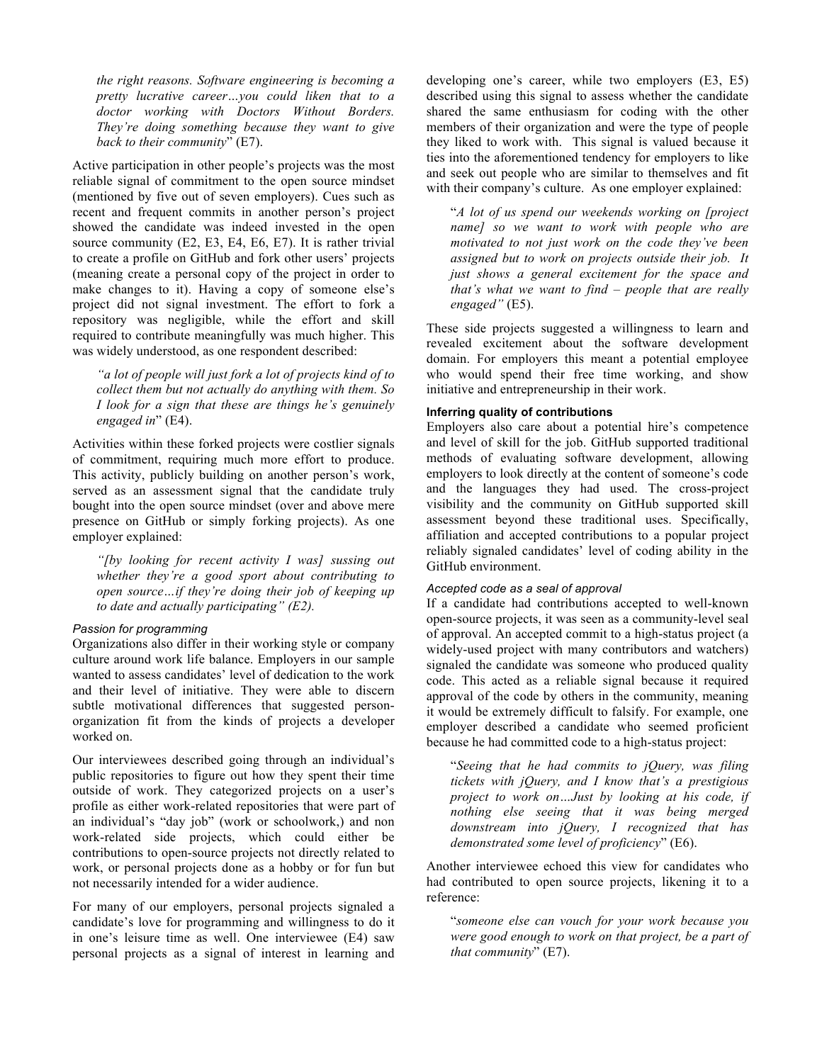*the right reasons. Software engineering is becoming a pretty lucrative career…you could liken that to a doctor working with Doctors Without Borders. They're doing something because they want to give back to their community*" (E7).

Active participation in other people's projects was the most reliable signal of commitment to the open source mindset (mentioned by five out of seven employers). Cues such as recent and frequent commits in another person's project showed the candidate was indeed invested in the open source community (E2, E3, E4, E6, E7). It is rather trivial to create a profile on GitHub and fork other users' projects (meaning create a personal copy of the project in order to make changes to it). Having a copy of someone else's project did not signal investment. The effort to fork a repository was negligible, while the effort and skill required to contribute meaningfully was much higher. This was widely understood, as one respondent described:

> *"a lot of people will just fork a lot of projects kind of to collect them but not actually do anything with them. So I look for a sign that these are things he's genuinely engaged in*" (E4).

Activities within these forked projects were costlier signals of commitment, requiring much more effort to produce. This activity, publicly building on another person's work, served as an assessment signal that the candidate truly bought into the open source mindset (over and above mere presence on GitHub or simply forking projects). As one employer explained:

> *"[by looking for recent activity I was] sussing out whether they're a good sport about contributing to open source…if they're doing their job of keeping up to date and actually participating" (E2).*

#### *Passion for programming*

Organizations also differ in their working style or company culture around work life balance. Employers in our sample wanted to assess candidates' level of dedication to the work and their level of initiative. They were able to discern subtle motivational differences that suggested person-organization fit from the kinds of projects a developer worked on.

Our interviewees described going through an individual's public repositories to figure out how they spent their time outside of work. They categorized projects on a user's profile as either work-related repositories that were part of an individual's "day job" (work or schoolwork,) and non work-related side projects, which could either be contributions to open-source projects not directly related to work, or personal projects done as a hobby or for fun but not necessarily intended for a wider audience.

For many of our employers, personal projects signaled a candidate's love for programming and willingness to do it in one's leisure time as well. One interviewee (E4) saw personal projects as a signal of interest in learning and developing one's career, while two employers (E3, E5) described using this signal to assess whether the candidate shared the same enthusiasm for coding with the other members of their organization and were the type of people they liked to work with. This signal is valued because it ties into the aforementioned tendency for employers to like and seek out people who are similar to themselves and fit with their company's culture. As one employer explained:

> "*A lot of us spend our weekends working on [project name] so we want to work with people who are motivated to not just work on the code they've been assigned but to work on projects outside their job. It just shows a general excitement for the space and that's what we want to find – people that are really engaged"* (E5).

These side projects suggested a willingness to learn and revealed excitement about the software development domain. For employers this meant a potential employee who would spend their free time working, and show initiative and entrepreneurship in their work.

### Inferring quality of contributions

Employers also care about a potential hire's competence and level of skill for the job. GitHub supported traditional methods of evaluating software development, allowing employers to look directly at the content of someone's code and the languages they had used. The cross-project visibility and the community on GitHub supported skill assessment beyond these traditional uses. Specifically, affiliation and accepted contributions to a popular project reliably signaled candidates' level of coding ability in the GitHub environment.

#### *Accepted code as a seal of approval*

If a candidate had contributions accepted to well-known open-source projects, it was seen as a community-level seal of approval. An accepted commit to a high-status project (a widely-used project with many contributors and watchers) signaled the candidate was someone who produced quality code. This acted as a reliable signal because it required approval of the code by others in the community, meaning it would be extremely difficult to falsify. For example, one employer described a candidate who seemed proficient because he had committed code to a high-status project:

> "*Seeing that he had commits to jQuery, was filing tickets with jQuery, and I know that's a prestigious project to work on…Just by looking at his code, if nothing else seeing that it was being merged downstream into jQuery, I recognized that has demonstrated some level of proficiency*" (E6).

Another interviewee echoed this view for candidates who had contributed to open source projects, likening it to a reference:

> "*someone else can vouch for your work because you were good enough to work on that project, be a part of that community*" (E7).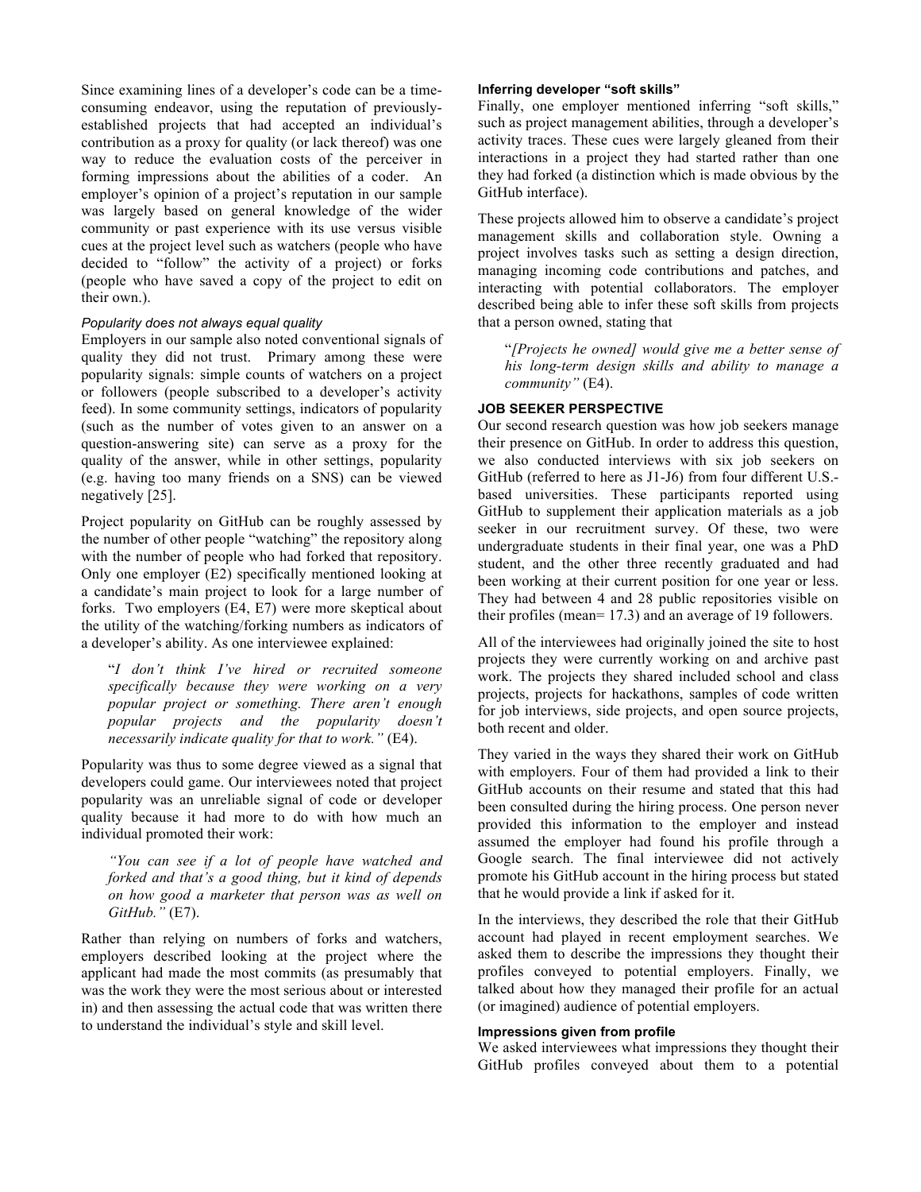Since examining lines of a developer's code can be a time-consuming endeavor, using the reputation of previously-established projects that had accepted an individual's contribution as a proxy for quality (or lack thereof) was one way to reduce the evaluation costs of the perceiver in forming impressions about the abilities of a coder. An employer's opinion of a project's reputation in our sample was largely based on general knowledge of the wider community or past experience with its use versus visible cues at the project level such as watchers (people who have decided to "follow" the activity of a project) or forks (people who have saved a copy of the project to edit on their own.).

#### *Popularity does not always equal quality*

Employers in our sample also noted conventional signals of quality they did not trust. Primary among these were popularity signals: simple counts of watchers on a project or followers (people subscribed to a developer's activity feed). In some community settings, indicators of popularity (such as the number of votes given to an answer on a question-answering site) can serve as a proxy for the quality of the answer, while in other settings, popularity (e.g. having too many friends on a SNS) can be viewed negatively [25].

Project popularity on GitHub can be roughly assessed by the number of other people "watching" the repository along with the number of people who had forked that repository. Only one employer (E2) specifically mentioned looking at a candidate's main project to look for a large number of forks. Two employers (E4, E7) were more skeptical about the utility of the watching/forking numbers as indicators of a developer's ability. As one interviewee explained:

> "*I don't think I've hired or recruited someone specifically because they were working on a very popular project or something. There aren't enough popular projects and the popularity doesn't necessarily indicate quality for that to work."* (E4).

Popularity was thus to some degree viewed as a signal that developers could game. Our interviewees noted that project popularity was an unreliable signal of code or developer quality because it had more to do with how much an individual promoted their work:

> *"You can see if a lot of people have watched and forked and that's a good thing, but it kind of depends on how good a marketer that person was as well on GitHub."* (E7).

Rather than relying on numbers of forks and watchers, employers described looking at the project where the applicant had made the most commits (as presumably that was the work they were the most serious about or interested in) and then assessing the actual code that was written there to understand the individual's style and skill level.

### Inferring developer "soft skills"

Finally, one employer mentioned inferring "soft skills," such as project management abilities, through a developer's activity traces. These cues were largely gleaned from their interactions in a project they had started rather than one they had forked (a distinction which is made obvious by the GitHub interface).

These projects allowed him to observe a candidate's project management skills and collaboration style. Owning a project involves tasks such as setting a design direction, managing incoming code contributions and patches, and interacting with potential collaborators. The employer described being able to infer these soft skills from projects that a person owned, stating that

> "*[Projects he owned] would give me a better sense of his long-term design skills and ability to manage a community"* (E4).

## JOB SEEKER PERSPECTIVE

Our second research question was how job seekers manage their presence on GitHub. In order to address this question, we also conducted interviews with six job seekers on GitHub (referred to here as J1-J6) from four different U.S.-based universities. These participants reported using GitHub to supplement their application materials as a job seeker in our recruitment survey. Of these, two were undergraduate students in their final year, one was a PhD student, and the other three recently graduated and had been working at their current position for one year or less. They had between 4 and 28 public repositories visible on their profiles (mean= 17.3) and an average of 19 followers.

All of the interviewees had originally joined the site to host projects they were currently working on and archive past work. The projects they shared included school and class projects, projects for hackathons, samples of code written for job interviews, side projects, and open source projects, both recent and older.

They varied in the ways they shared their work on GitHub with employers. Four of them had provided a link to their GitHub accounts on their resume and stated that this had been consulted during the hiring process. One person never provided this information to the employer and instead assumed the employer had found his profile through a Google search. The final interviewee did not actively promote his GitHub account in the hiring process but stated that he would provide a link if asked for it.

In the interviews, they described the role that their GitHub account had played in recent employment searches. We asked them to describe the impressions they thought their profiles conveyed to potential employers. Finally, we talked about how they managed their profile for an actual (or imagined) audience of potential employers.

### Impressions given from profile

We asked interviewees what impressions they thought their GitHub profiles conveyed about them to a potential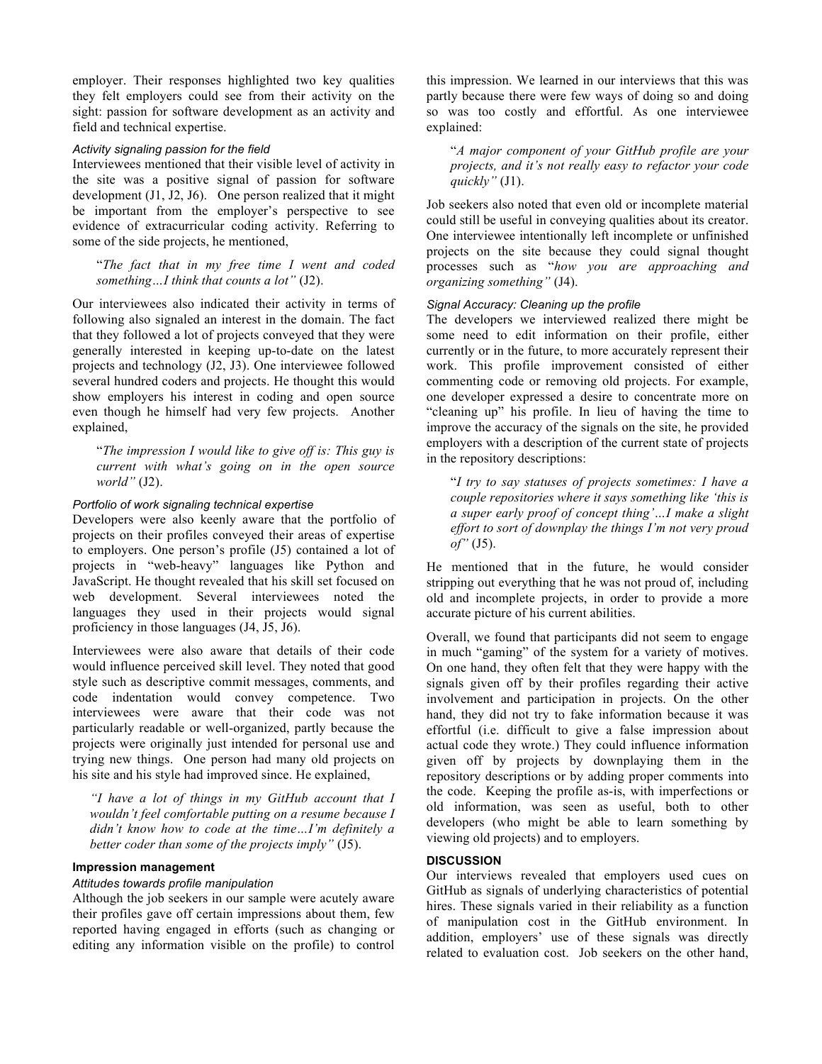employer. Their responses highlighted two key qualities they felt employers could see from their activity on the sight: passion for software development as an activity and field and technical expertise.

#### *Activity signaling passion for the field*

Interviewees mentioned that their visible level of activity in the site was a positive signal of passion for software development (J1, J2, J6). One person realized that it might be important from the employer's perspective to see evidence of extracurricular coding activity. Referring to some of the side projects, he mentioned,

> "*The fact that in my free time I went and coded something…I think that counts a lot"* (J2).

Our interviewees also indicated their activity in terms of following also signaled an interest in the domain. The fact that they followed a lot of projects conveyed that they were generally interested in keeping up-to-date on the latest projects and technology (J2, J3). One interviewee followed several hundred coders and projects. He thought this would show employers his interest in coding and open source even though he himself had very few projects. Another explained,

> "*The impression I would like to give off is: This guy is current with what's going on in the open source world"* (J2).

#### *Portfolio of work signaling technical expertise*

Developers were also keenly aware that the portfolio of projects on their profiles conveyed their areas of expertise to employers. One person's profile (J5) contained a lot of projects in "web-heavy" languages like Python and JavaScript. He thought revealed that his skill set focused on web development. Several interviewees noted the languages they used in their projects would signal proficiency in those languages (J4, J5, J6).

Interviewees were also aware that details of their code would influence perceived skill level. They noted that good style such as descriptive commit messages, comments, and code indentation would convey competence. Two interviewees were aware that their code was not particularly readable or well-organized, partly because the projects were originally just intended for personal use and trying new things. One person had many old projects on his site and his style had improved since. He explained,

> *"I have a lot of things in my GitHub account that I wouldn't feel comfortable putting on a resume because I didn't know how to code at the time…I'm definitely a better coder than some of the projects imply"* (J5).

### **Impression management**

#### *Attitudes towards profile manipulation*

Although the job seekers in our sample were acutely aware their profiles gave off certain impressions about them, few reported having engaged in efforts (such as changing or editing any information visible on the profile) to control this impression. We learned in our interviews that this was partly because there were few ways of doing so and doing so was too costly and effortful. As one interviewee explained:

> "*A major component of your GitHub profile are your projects, and it's not really easy to refactor your code quickly"* (J1).

Job seekers also noted that even old or incomplete material could still be useful in conveying qualities about its creator. One interviewee intentionally left incomplete or unfinished projects on the site because they could signal thought processes such as "*how you are approaching and organizing something"* (J4).

#### *Signal Accuracy: Cleaning up the profile*

The developers we interviewed realized there might be some need to edit information on their profile, either currently or in the future, to more accurately represent their work. This profile improvement consisted of either commenting code or removing old projects. For example, one developer expressed a desire to concentrate more on "cleaning up" his profile. In lieu of having the time to improve the accuracy of the signals on the site, he provided employers with a description of the current state of projects in the repository descriptions:

> "*I try to say statuses of projects sometimes: I have a couple repositories where it says something like 'this is a super early proof of concept thing'…I make a slight effort to sort of downplay the things I'm not very proud of"* (J5).

He mentioned that in the future, he would consider stripping out everything that he was not proud of, including old and incomplete projects, in order to provide a more accurate picture of his current abilities.

Overall, we found that participants did not seem to engage in much "gaming" of the system for a variety of motives. On one hand, they often felt that they were happy with the signals given off by their profiles regarding their active involvement and participation in projects. On the other hand, they did not try to fake information because it was effortful (i.e. difficult to give a false impression about actual code they wrote.) They could influence information given off by projects by downplaying them in the repository descriptions or by adding proper comments into the code. Keeping the profile as-is, with imperfections or old information, was seen as useful, both to other developers (who might be able to learn something by viewing old projects) and to employers.

## **DISCUSSION**

Our interviews revealed that employers used cues on GitHub as signals of underlying characteristics of potential hires. These signals varied in their reliability as a function of manipulation cost in the GitHub environment. In addition, employers' use of these signals was directly related to evaluation cost. Job seekers on the other hand,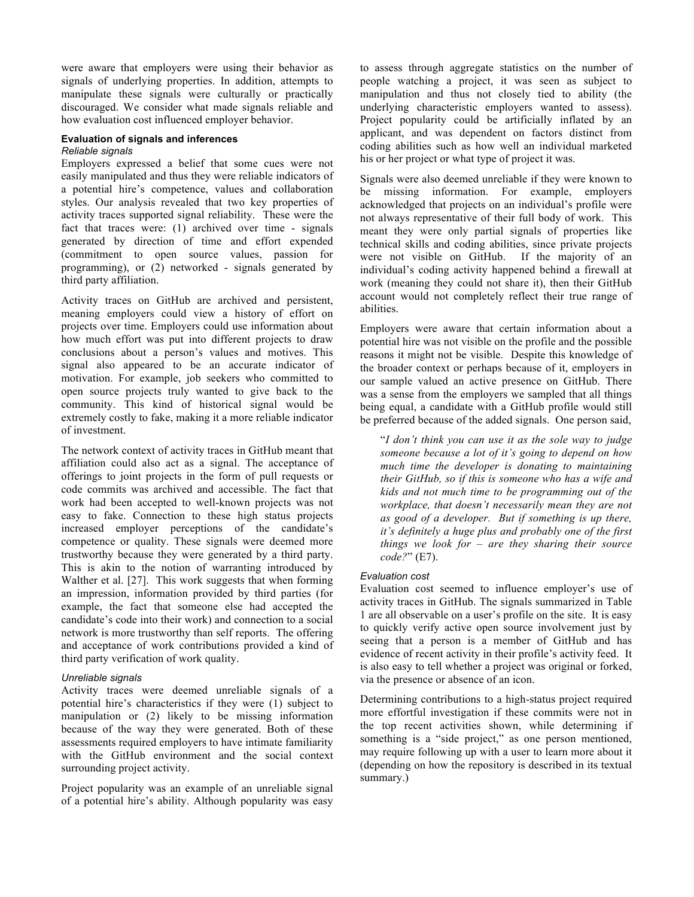were aware that employers were using their behavior as signals of underlying properties. In addition, attempts to manipulate these signals were culturally or practically discouraged. We consider what made signals reliable and how evaluation cost influenced employer behavior.

### Evaluation of signals and inferences

#### *Reliable signals*

Employers expressed a belief that some cues were not easily manipulated and thus they were reliable indicators of a potential hire's competence, values and collaboration styles. Our analysis revealed that two key properties of activity traces supported signal reliability. These were the fact that traces were: (1) archived over time - signals generated by direction of time and effort expended (commitment to open source values, passion for programming), or (2) networked - signals generated by third party affiliation.

Activity traces on GitHub are archived and persistent, meaning employers could view a history of effort on projects over time. Employers could use information about how much effort was put into different projects to draw conclusions about a person's values and motives. This signal also appeared to be an accurate indicator of motivation. For example, job seekers who committed to open source projects truly wanted to give back to the community. This kind of historical signal would be extremely costly to fake, making it a more reliable indicator of investment.

The network context of activity traces in GitHub meant that affiliation could also act as a signal. The acceptance of offerings to joint projects in the form of pull requests or code commits was archived and accessible. The fact that work had been accepted to well-known projects was not easy to fake. Connection to these high status projects increased employer perceptions of the candidate's competence or quality. These signals were deemed more trustworthy because they were generated by a third party. This is akin to the notion of warranting introduced by Walther et al. [27]. This work suggests that when forming an impression, information provided by third parties (for example, the fact that someone else had accepted the candidate's code into their work) and connection to a social network is more trustworthy than self reports. The offering and acceptance of work contributions provided a kind of third party verification of work quality.

#### *Unreliable signals*

Activity traces were deemed unreliable signals of a potential hire's characteristics if they were (1) subject to manipulation or (2) likely to be missing information because of the way they were generated. Both of these assessments required employers to have intimate familiarity with the GitHub environment and the social context surrounding project activity.

Project popularity was an example of an unreliable signal of a potential hire's ability. Although popularity was easy to assess through aggregate statistics on the number of people watching a project, it was seen as subject to manipulation and thus not closely tied to ability (the underlying characteristic employers wanted to assess). Project popularity could be artificially inflated by an applicant, and was dependent on factors distinct from coding abilities such as how well an individual marketed his or her project or what type of project it was.

Signals were also deemed unreliable if they were known to be missing information. For example, employers acknowledged that projects on an individual's profile were not always representative of their full body of work. This meant they were only partial signals of properties like technical skills and coding abilities, since private projects were not visible on GitHub. If the majority of an individual's coding activity happened behind a firewall at work (meaning they could not share it), then their GitHub account would not completely reflect their true range of abilities.

Employers were aware that certain information about a potential hire was not visible on the profile and the possible reasons it might not be visible. Despite this knowledge of the broader context or perhaps because of it, employers in our sample valued an active presence on GitHub. There was a sense from the employers we sampled that all things being equal, a candidate with a GitHub profile would still be preferred because of the added signals. One person said,

> "*I don't think you can use it as the sole way to judge someone because a lot of it's going to depend on how much time the developer is donating to maintaining their GitHub, so if this is someone who has a wife and kids and not much time to be programming out of the workplace, that doesn't necessarily mean they are not as good of a developer. But if something is up there, it's definitely a huge plus and probably one of the first things we look for – are they sharing their source code?*" (E7).

#### *Evaluation cost*

Evaluation cost seemed to influence employer's use of activity traces in GitHub. The signals summarized in Table 1 are all observable on a user's profile on the site. It is easy to quickly verify active open source involvement just by seeing that a person is a member of GitHub and has evidence of recent activity in their profile's activity feed. It is also easy to tell whether a project was original or forked, via the presence or absence of an icon.

Determining contributions to a high-status project required more effortful investigation if these commits were not in the top recent activities shown, while determining if something is a "side project," as one person mentioned, may require following up with a user to learn more about it (depending on how the repository is described in its textual summary.)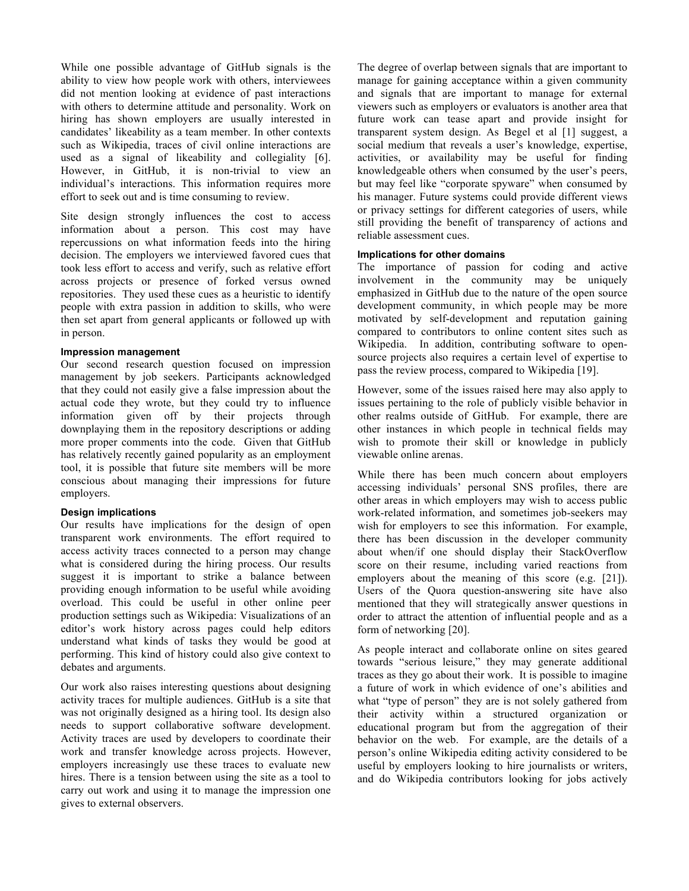While one possible advantage of GitHub signals is the ability to view how people work with others, interviewees did not mention looking at evidence of past interactions with others to determine attitude and personality. Work on hiring has shown employers are usually interested in candidates' likeability as a team member. In other contexts such as Wikipedia, traces of civil online interactions are used as a signal of likeability and collegiality [6]. However, in GitHub, it is non-trivial to view an individual's interactions. This information requires more effort to seek out and is time consuming to review.

Site design strongly influences the cost to access information about a person. This cost may have repercussions on what information feeds into the hiring decision. The employers we interviewed favored cues that took less effort to access and verify, such as relative effort across projects or presence of forked versus owned repositories. They used these cues as a heuristic to identify people with extra passion in addition to skills, who were then set apart from general applicants or followed up with in person.

#### Impression management

Our second research question focused on impression management by job seekers. Participants acknowledged that they could not easily give a false impression about the actual code they wrote, but they could try to influence information given off by their projects through downplaying them in the repository descriptions or adding more proper comments into the code. Given that GitHub has relatively recently gained popularity as an employment tool, it is possible that future site members will be more conscious about managing their impressions for future employers.

#### Design implications

Our results have implications for the design of open transparent work environments. The effort required to access activity traces connected to a person may change what is considered during the hiring process. Our results suggest it is important to strike a balance between providing enough information to be useful while avoiding overload. This could be useful in other online peer production settings such as Wikipedia: Visualizations of an editor's work history across pages could help editors understand what kinds of tasks they would be good at performing. This kind of history could also give context to debates and arguments.

Our work also raises interesting questions about designing activity traces for multiple audiences. GitHub is a site that was not originally designed as a hiring tool. Its design also needs to support collaborative software development. Activity traces are used by developers to coordinate their work and transfer knowledge across projects. However, employers increasingly use these traces to evaluate new hires. There is a tension between using the site as a tool to carry out work and using it to manage the impression one gives to external observers.

The degree of overlap between signals that are important to manage for gaining acceptance within a given community and signals that are important to manage for external viewers such as employers or evaluators is another area that future work can tease apart and provide insight for transparent system design. As Begel et al [1] suggest, a social medium that reveals a user's knowledge, expertise, activities, or availability may be useful for finding knowledgeable others when consumed by the user's peers, but may feel like "corporate spyware" when consumed by his manager. Future systems could provide different views or privacy settings for different categories of users, while still providing the benefit of transparency of actions and reliable assessment cues.

#### Implications for other domains

The importance of passion for coding and active involvement in the community may be uniquely emphasized in GitHub due to the nature of the open source development community, in which people may be more motivated by self-development and reputation gaining compared to contributors to online content sites such as Wikipedia. In addition, contributing software to open-source projects also requires a certain level of expertise to pass the review process, compared to Wikipedia [19].

However, some of the issues raised here may also apply to issues pertaining to the role of publicly visible behavior in other realms outside of GitHub. For example, there are other instances in which people in technical fields may wish to promote their skill or knowledge in publicly viewable online arenas.

While there has been much concern about employers accessing individuals' personal SNS profiles, there are other areas in which employers may wish to access public work-related information, and sometimes job-seekers may wish for employers to see this information. For example, there has been discussion in the developer community about when/if one should display their StackOverflow score on their resume, including varied reactions from employers about the meaning of this score (e.g. [21]). Users of the Quora question-answering site have also mentioned that they will strategically answer questions in order to attract the attention of influential people and as a form of networking [20].

As people interact and collaborate online on sites geared towards "serious leisure," they may generate additional traces as they go about their work. It is possible to imagine a future of work in which evidence of one's abilities and what "type of person" they are is not solely gathered from their activity within a structured organization or educational program but from the aggregation of their behavior on the web. For example, are the details of a person's online Wikipedia editing activity considered to be useful by employers looking to hire journalists or writers, and do Wikipedia contributors looking for jobs actively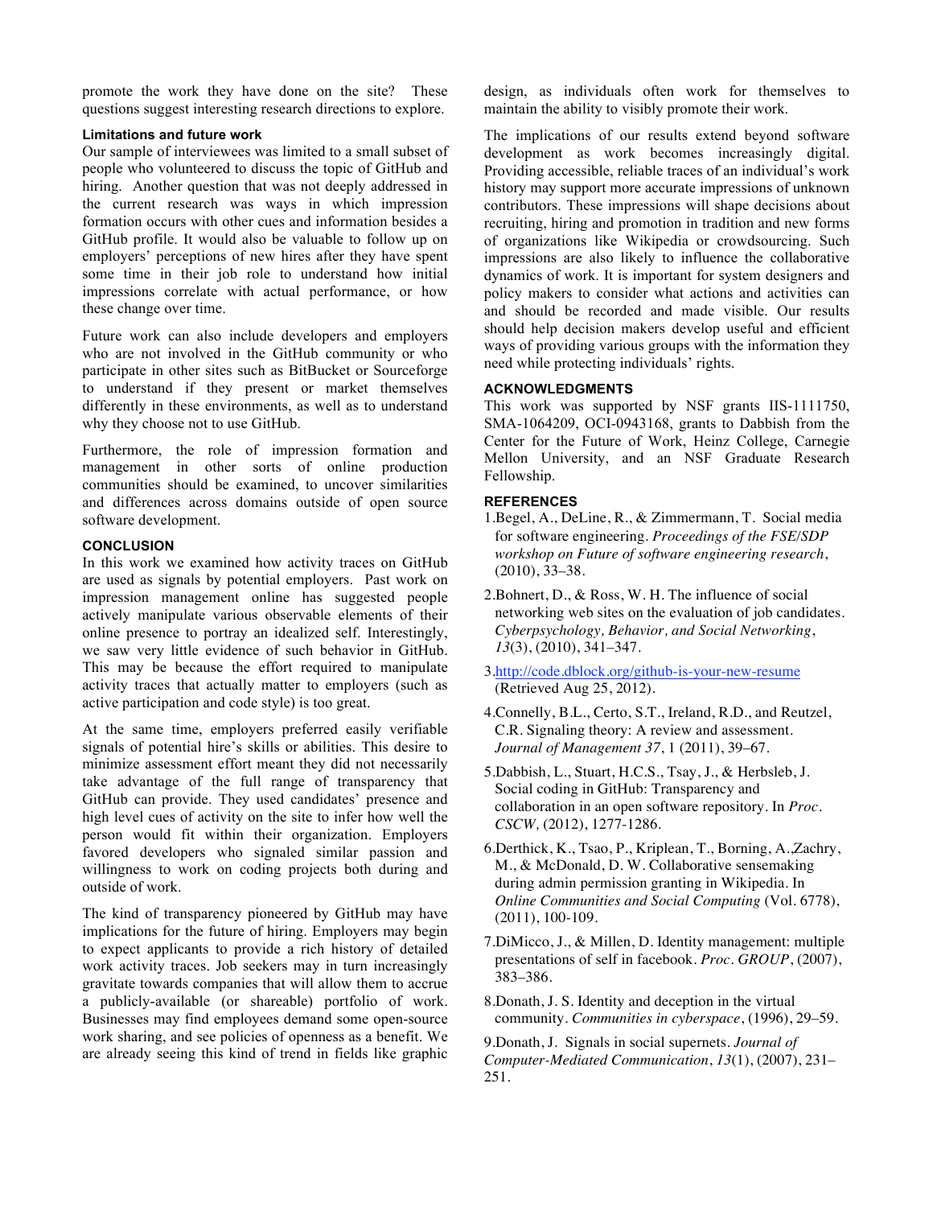promote the work they have done on the site? These questions suggest interesting research directions to explore.

### Limitations and future work

Our sample of interviewees was limited to a small subset of people who volunteered to discuss the topic of GitHub and hiring. Another question that was not deeply addressed in the current research was ways in which impression formation occurs with other cues and information besides a GitHub profile. It would also be valuable to follow up on employers' perceptions of new hires after they have spent some time in their job role to understand how initial impressions correlate with actual performance, or how these change over time.

Future work can also include developers and employers who are not involved in the GitHub community or who participate in other sites such as BitBucket or Sourceforge to understand if they present or market themselves differently in these environments, as well as to understand why they choose not to use GitHub.

Furthermore, the role of impression formation and management in other sorts of online production communities should be examined, to uncover similarities and differences across domains outside of open source software development.

## CONCLUSION

In this work we examined how activity traces on GitHub are used as signals by potential employers. Past work on impression management online has suggested people actively manipulate various observable elements of their online presence to portray an idealized self. Interestingly, we saw very little evidence of such behavior in GitHub. This may be because the effort required to manipulate activity traces that actually matter to employers (such as active participation and code style) is too great.

At the same time, employers preferred easily verifiable signals of potential hire's skills or abilities. This desire to minimize assessment effort meant they did not necessarily take advantage of the full range of transparency that GitHub can provide. They used candidates' presence and high level cues of activity on the site to infer how well the person would fit within their organization. Employers favored developers who signaled similar passion and willingness to work on coding projects both during and outside of work.

The kind of transparency pioneered by GitHub may have implications for the future of hiring. Employers may begin to expect applicants to provide a rich history of detailed work activity traces. Job seekers may in turn increasingly gravitate towards companies that will allow them to accrue a publicly-available (or shareable) portfolio of work. Businesses may find employees demand some open-source work sharing, and see policies of openness as a benefit. We are already seeing this kind of trend in fields like graphic design, as individuals often work for themselves to maintain the ability to visibly promote their work.

The implications of our results extend beyond software development as work becomes increasingly digital. Providing accessible, reliable traces of an individual's work history may support more accurate impressions of unknown contributors. These impressions will shape decisions about recruiting, hiring and promotion in tradition and new forms of organizations like Wikipedia or crowdsourcing. Such impressions are also likely to influence the collaborative dynamics of work. It is important for system designers and policy makers to consider what actions and activities can and should be recorded and made visible. Our results should help decision makers develop useful and efficient ways of providing various groups with the information they need while protecting individuals' rights.

## ACKNOWLEDGMENTS

This work was supported by NSF grants IIS-1111750, SMA-1064209, OCI-0943168, grants to Dabbish from the Center for the Future of Work, Heinz College, Carnegie Mellon University, and an NSF Graduate Research Fellowship.

## REFERENCES

1. Begel, A., DeLine, R., & Zimmermann, T. Social media for software engineering. *Proceedings of the FSE/SDP workshop on Future of software engineering research*, (2010), 33–38.
2. Bohnert, D., & Ross, W. H. The influence of social networking web sites on the evaluation of job candidates. *Cyberpsychology, Behavior, and Social Networking*, *13*(3), (2010), 341–347.
3. http://code.dblock.org/github-is-your-new-resume (Retrieved Aug 25, 2012).
4. Connelly, B.L., Certo, S.T., Ireland, R.D., and Reutzel, C.R. Signaling theory: A review and assessment. *Journal of Management 37*, 1 (2011), 39–67.
5. Dabbish, L., Stuart, H.C.S., Tsay, J., & Herbsleb, J. Social coding in GitHub: Transparency and collaboration in an open software repository. In *Proc. CSCW,* (2012), 1277-1286.
6. Derthick, K., Tsao, P., Kriplean, T., Borning, A.,Zachry, M., & McDonald, D. W. Collaborative sensemaking during admin permission granting in Wikipedia. In *Online Communities and Social Computing* (Vol. 6778), (2011), 100-109.
7. DiMicco, J., & Millen, D. Identity management: multiple presentations of self in facebook. *Proc. GROUP*, (2007), 383–386.
8. Donath, J. S. Identity and deception in the virtual community. *Communities in cyberspace*, (1996), 29–59.
9. Donath, J. Signals in social supernets. *Journal of Computer-Mediated Communication*, *13*(1), (2007), 231–251.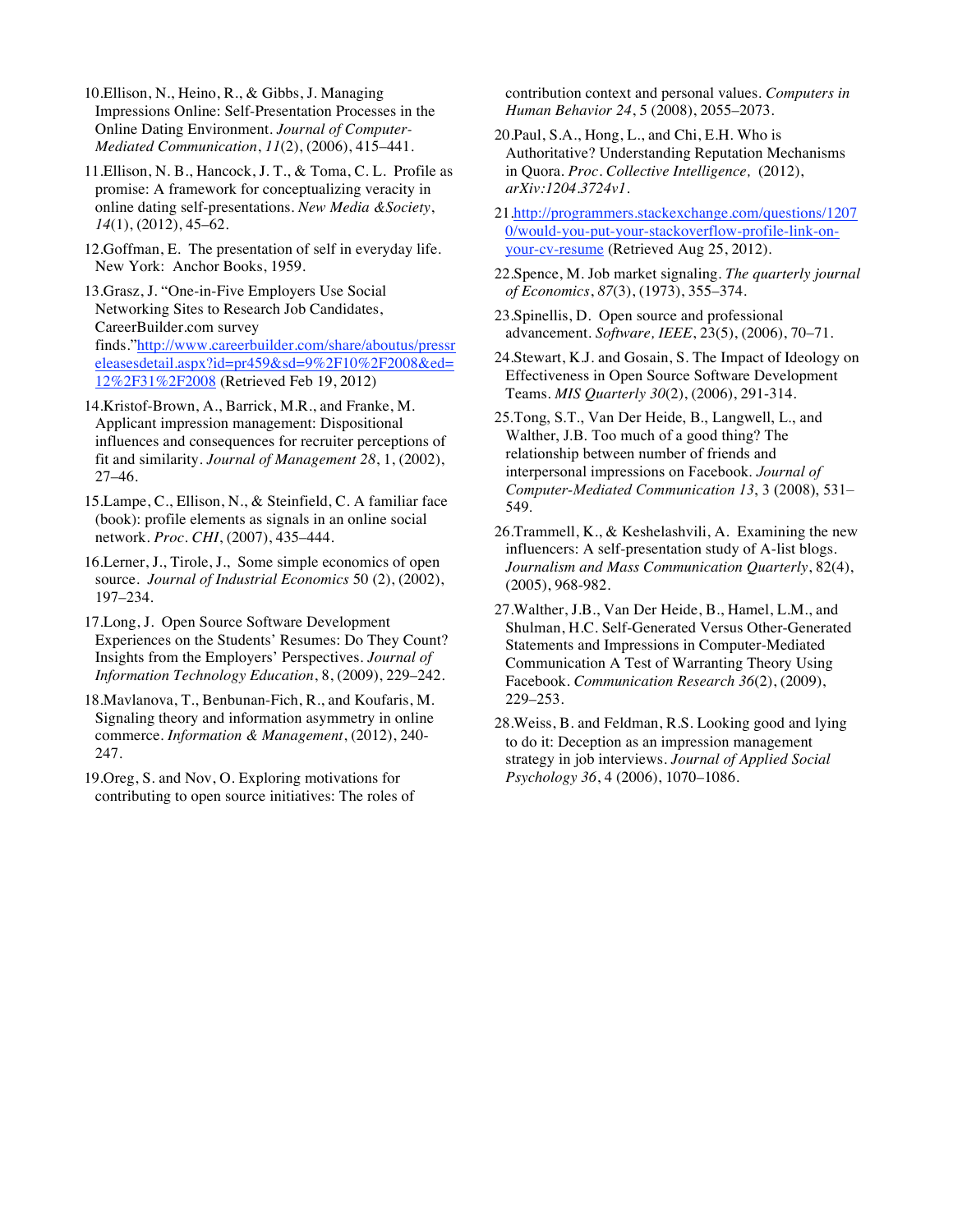10. Ellison, N., Heino, R., & Gibbs, J. Managing Impressions Online: Self-Presentation Processes in the Online Dating Environment. *Journal of Computer-Mediated Communication*, *11*(2), (2006), 415–441.

11. Ellison, N. B., Hancock, J. T., & Toma, C. L. Profile as promise: A framework for conceptualizing veracity in online dating self-presentations. *New Media &Society*, *14*(1), (2012), 45–62.

12. Goffman, E. The presentation of self in everyday life. New York: Anchor Books, 1959.

13. Grasz, J. "One-in-Five Employers Use Social Networking Sites to Research Job Candidates, CareerBuilder.com survey finds."http://www.careerbuilder.com/share/aboutus/pressreleasesdetail.aspx?id=pr459&sd=9%2F10%2F2008&ed=12%2F31%2F2008 (Retrieved Feb 19, 2012)

14. Kristof-Brown, A., Barrick, M.R., and Franke, M. Applicant impression management: Dispositional influences and consequences for recruiter perceptions of fit and similarity. *Journal of Management 28*, 1, (2002), 27–46.

15. Lampe, C., Ellison, N., & Steinfield, C. A familiar face (book): profile elements as signals in an online social network. *Proc. CHI*, (2007), 435–444.

16. Lerner, J., Tirole, J., Some simple economics of open source. *Journal of Industrial Economics* 50 (2), (2002), 197–234.

17. Long, J. Open Source Software Development Experiences on the Students' Resumes: Do They Count? Insights from the Employers' Perspectives. *Journal of Information Technology Education*, 8, (2009), 229–242.

18. Mavlanova, T., Benbunan-Fich, R., and Koufaris, M. Signaling theory and information asymmetry in online commerce. *Information & Management*, (2012), 240-247.

19. Oreg, S. and Nov, O. Exploring motivations for contributing to open source initiatives: The roles of contribution context and personal values. *Computers in Human Behavior 24*, 5 (2008), 2055–2073.

20. Paul, S.A., Hong, L., and Chi, E.H. Who is Authoritative? Understanding Reputation Mechanisms in Quora. *Proc. Collective Intelligence,* (2012), *arXiv:1204.3724v1*.

21. http://programmers.stackexchange.com/questions/12070/would-you-put-your-stackoverflow-profile-link-on-your-cv-resume (Retrieved Aug 25, 2012).

22. Spence, M. Job market signaling. *The quarterly journal of Economics*, *87*(3), (1973), 355–374.

23. Spinellis, D. Open source and professional advancement. *Software, IEEE*, 23(5), (2006), 70–71.

24. Stewart, K.J. and Gosain, S. The Impact of Ideology on Effectiveness in Open Source Software Development Teams. *MIS Quarterly 30*(2), (2006), 291-314.

25. Tong, S.T., Van Der Heide, B., Langwell, L., and Walther, J.B. Too much of a good thing? The relationship between number of friends and interpersonal impressions on Facebook. *Journal of Computer-Mediated Communication 13*, 3 (2008), 531–549.

26. Trammell, K., & Keshelashvili, A. Examining the new influencers: A self-presentation study of A-list blogs. *Journalism and Mass Communication Quarterly*, 82(4), (2005), 968-982.

27. Walther, J.B., Van Der Heide, B., Hamel, L.M., and Shulman, H.C. Self-Generated Versus Other-Generated Statements and Impressions in Computer-Mediated Communication A Test of Warranting Theory Using Facebook. *Communication Research 36*(2), (2009), 229–253.

28. Weiss, B. and Feldman, R.S. Looking good and lying to do it: Deception as an impression management strategy in job interviews. *Journal of Applied Social Psychology 36*, 4 (2006), 1070–1086.